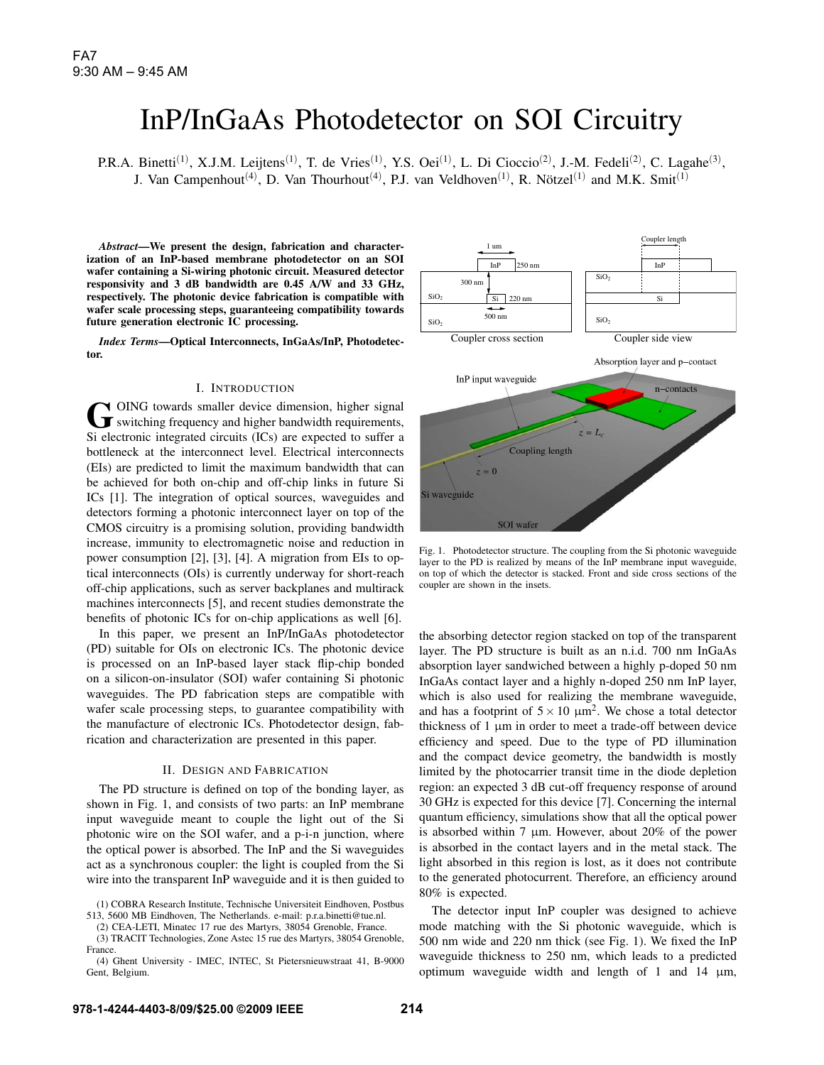# InP/InGaAs Photodetector on SOI Circuitry

P.R.A. Binetti[(1)], X.J.M. Leijtens[(1)], T. de Vries[(1)], Y.S. Oei[(1)], L. Di Cioccio[(2)], J.-M. Fedeli[(2)], C. Lagahe[(3)], J. Van Campenhout[(4)], D. Van Thourhout[(4)], P.J. van Veldhoven[(1)], R. Nötzel[(1)] and M.K. Smit[(1)]

***Abstract*—We present the design, fabrication and characterization of an InP-based membrane photodetector on an SOI wafer containing a Si-wiring photonic circuit. Measured detector responsivity and 3 dB bandwidth are 0.45 A/W and 33 GHz, respectively. The photonic device fabrication is compatible with wafer scale processing steps, guaranteeing compatibility towards future generation electronic IC processing.**

***Index Terms*—Optical Interconnects, InGaAs/InP, Photodetector.**

## I. Introduction

Going towards smaller device dimension, higher signal switching frequency and higher bandwidth requirements, Si electronic integrated circuits (ICs) are expected to suffer a bottleneck at the interconnect level. Electrical interconnects (EIs) are predicted to limit the maximum bandwidth that can be achieved for both on-chip and off-chip links in future Si ICs [1]. The integration of optical sources, waveguides and detectors forming a photonic interconnect layer on top of the CMOS circuitry is a promising solution, providing bandwidth increase, immunity to electromagnetic noise and reduction in power consumption [2], [3], [4]. A migration from EIs to optical interconnects (OIs) is currently underway for short-reach off-chip applications, such as server backplanes and multirack machines interconnects [5], and recent studies demonstrate the benefits of photonic ICs for on-chip applications as well [6].

In this paper, we present an InP/InGaAs photodetector (PD) suitable for OIs on electronic ICs. The photonic device is processed on an InP-based layer stack flip-chip bonded on a silicon-on-insulator (SOI) wafer containing Si photonic waveguides. The PD fabrication steps are compatible with wafer scale processing steps, to guarantee compatibility with the manufacture of electronic ICs. Photodetector design, fabrication and characterization are presented in this paper.

## II. Design and Fabrication

The PD structure is defined on top of the bonding layer, as shown in Fig. 1, and consists of two parts: an InP membrane input waveguide meant to couple the light out of the Si photonic wire on the SOI wafer, and a p-i-n junction, where the optical power is absorbed. The InP and the Si waveguides act as a synchronous coupler: the light is coupled from the Si wire into the transparent InP waveguide and it is then guided to the absorbing detector region stacked on top of the transparent layer. The PD structure is built as an n.i.d. 700 nm InGaAs absorption layer sandwiched between a highly p-doped 50 nm InGaAs contact layer and a highly n-doped 250 nm InP layer, which is also used for realizing the membrane waveguide, and has a footprint of $5 \times 10$ μm$^2$. We chose a total detector thickness of 1 μm in order to meet a trade-off between device efficiency and speed. Due to the type of PD illumination and the compact device geometry, the bandwidth is mostly limited by the photocarrier transit time in the diode depletion region: an expected 3 dB cut-off frequency response of around 30 GHz is expected for this device [7]. Concerning the internal quantum efficiency, simulations show that all the optical power is absorbed within 7 μm. However, about 20% of the power is absorbed in the contact layers and in the metal stack. The light absorbed in this region is lost, as it does not contribute to the generated photocurrent. Therefore, an efficiency around 80% is expected.

Fig. 1. Photodetector structure. The coupling from the Si photonic waveguide layer to the PD is realized by means of the InP membrane input waveguide, on top of which the detector is stacked. Front and side cross sections of the coupler are shown in the insets.

The detector input InP coupler was designed to achieve mode matching with the Si photonic waveguide, which is 500 nm wide and 220 nm thick (see Fig. 1). We fixed the InP waveguide thickness to 250 nm, which leads to a predicted optimum waveguide width and length of 1 and 14 μm,

(1) COBRA Research Institute, Technische Universiteit Eindhoven, Postbus 513, 5600 MB Eindhoven, The Netherlands. e-mail: p.r.a.binetti@tue.nl.

(2) CEA-LETI, Minatec 17 rue des Martyrs, 38054 Grenoble, France.

(3) TRACIT Technologies, Zone Astec 15 rue des Martyrs, 38054 Grenoble, France.

(4) Ghent University - IMEC, INTEC, St Pietersnieuwstraat 41, B-9000 Gent, Belgium.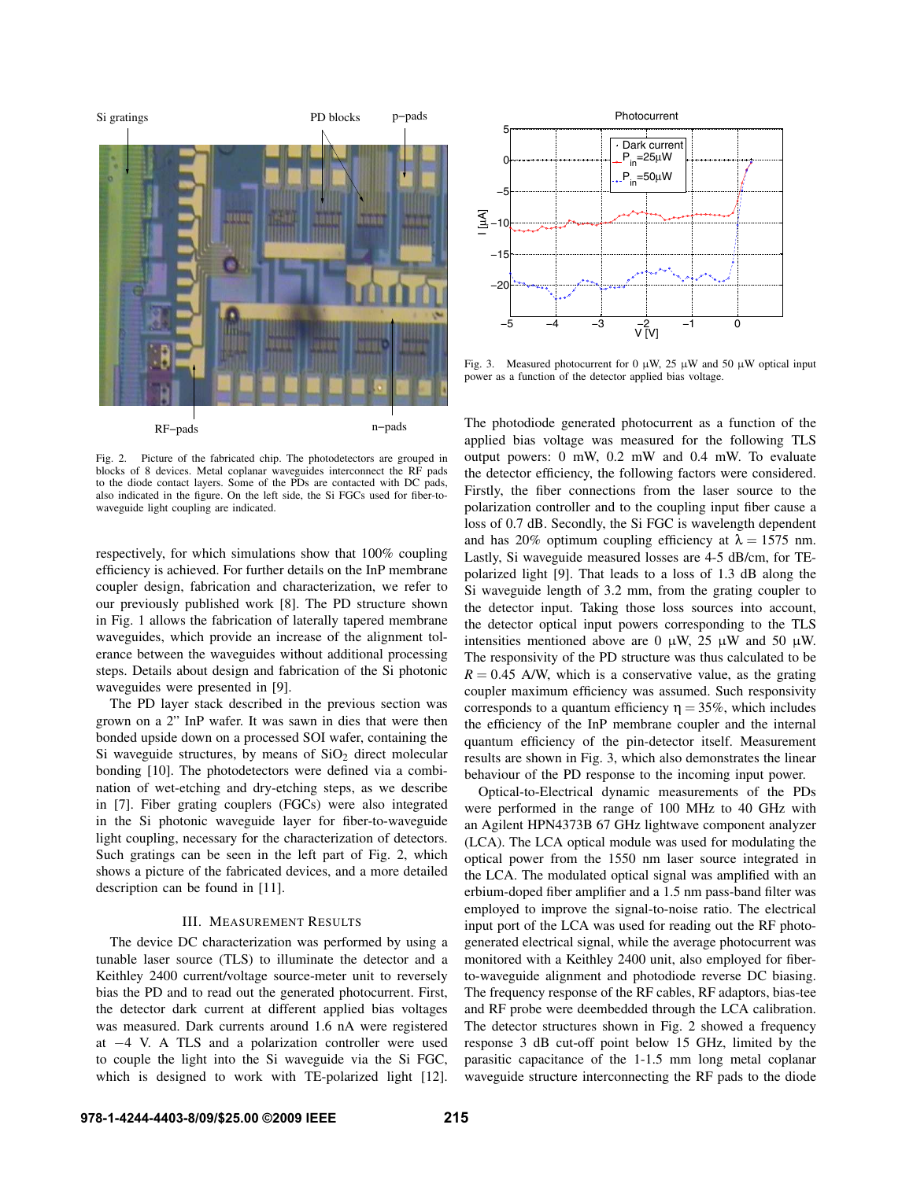Fig. 2. Picture of the fabricated chip. The photodetectors are grouped in blocks of 8 devices. Metal coplanar waveguides interconnect the RF pads to the diode contact layers. Some of the PDs are contacted with DC pads, also indicated in the figure. On the left side, the Si FGCs used for fiber-to-waveguide light coupling are indicated.

respectively, for which simulations show that 100% coupling efficiency is achieved. For further details on the InP membrane coupler design, fabrication and characterization, we refer to our previously published work [8]. The PD structure shown in Fig. 1 allows the fabrication of laterally tapered membrane waveguides, which provide an increase of the alignment tolerance between the waveguides without additional processing steps. Details about design and fabrication of the Si photonic waveguides were presented in [9].

The PD layer stack described in the previous section was grown on a 2" InP wafer. It was sawn in dies that were then bonded upside down on a processed SOI wafer, containing the Si waveguide structures, by means of $SiO_2$ direct molecular bonding [10]. The photodetectors were defined via a combination of wet-etching and dry-etching steps, as we describe in [7]. Fiber grating couplers (FGCs) were also integrated in the Si photonic waveguide layer for fiber-to-waveguide light coupling, necessary for the characterization of detectors. Such gratings can be seen in the left part of Fig. 2, which shows a picture of the fabricated devices, and a more detailed description can be found in [11].

## III. Measurement Results

The device DC characterization was performed by using a tunable laser source (TLS) to illuminate the detector and a Keithley 2400 current/voltage source-meter unit to reversely bias the PD and to read out the generated photocurrent. First, the detector dark current at different applied bias voltages was measured. Dark currents around 1.6 nA were registered at $-4$ V. A TLS and a polarization controller were used to couple the light into the Si waveguide via the Si FGC, which is designed to work with TE-polarized light [12].

Fig. 3. Measured photocurrent for 0 µW, 25 µW and 50 µW optical input power as a function of the detector applied bias voltage.

The photodiode generated photocurrent as a function of the applied bias voltage was measured for the following TLS output powers: 0 mW, 0.2 mW and 0.4 mW. To evaluate the detector efficiency, the following factors were considered. Firstly, the fiber connections from the laser source to the polarization controller and to the coupling input fiber cause a loss of 0.7 dB. Secondly, the Si FGC is wavelength dependent and has 20% optimum coupling efficiency at $\lambda = 1575$ nm. Lastly, Si waveguide measured losses are 4-5 dB/cm, for TE-polarized light [9]. That leads to a loss of 1.3 dB along the Si waveguide length of 3.2 mm, from the grating coupler to the detector input. Taking those loss sources into account, the detector optical input powers corresponding to the TLS intensities mentioned above are 0 µW, 25 µW and 50 µW. The responsivity of the PD structure was thus calculated to be $R = 0.45$ A/W, which is a conservative value, as the grating coupler maximum efficiency was assumed. Such responsivity corresponds to a quantum efficiency $\eta = 35\%$, which includes the efficiency of the InP membrane coupler and the internal quantum efficiency of the pin-detector itself. Measurement results are shown in Fig. 3, which also demonstrates the linear behaviour of the PD response to the incoming input power.

Optical-to-Electrical dynamic measurements of the PDs were performed in the range of 100 MHz to 40 GHz with an Agilent HPN4373B 67 GHz lightwave component analyzer (LCA). The LCA optical module was used for modulating the optical power from the 1550 nm laser source integrated in the LCA. The modulated optical signal was amplified with an erbium-doped fiber amplifier and a 1.5 nm pass-band filter was employed to improve the signal-to-noise ratio. The electrical input port of the LCA was used for reading out the RF photo-generated electrical signal, while the average photocurrent was monitored with a Keithley 2400 unit, also employed for fiber-to-waveguide alignment and photodiode reverse DC biasing. The frequency response of the RF cables, RF adaptors, bias-tee and RF probe were deembedded through the LCA calibration. The detector structures shown in Fig. 2 showed a frequency response 3 dB cut-off point below 15 GHz, limited by the parasitic capacitance of the 1-1.5 mm long metal coplanar waveguide structure interconnecting the RF pads to the diode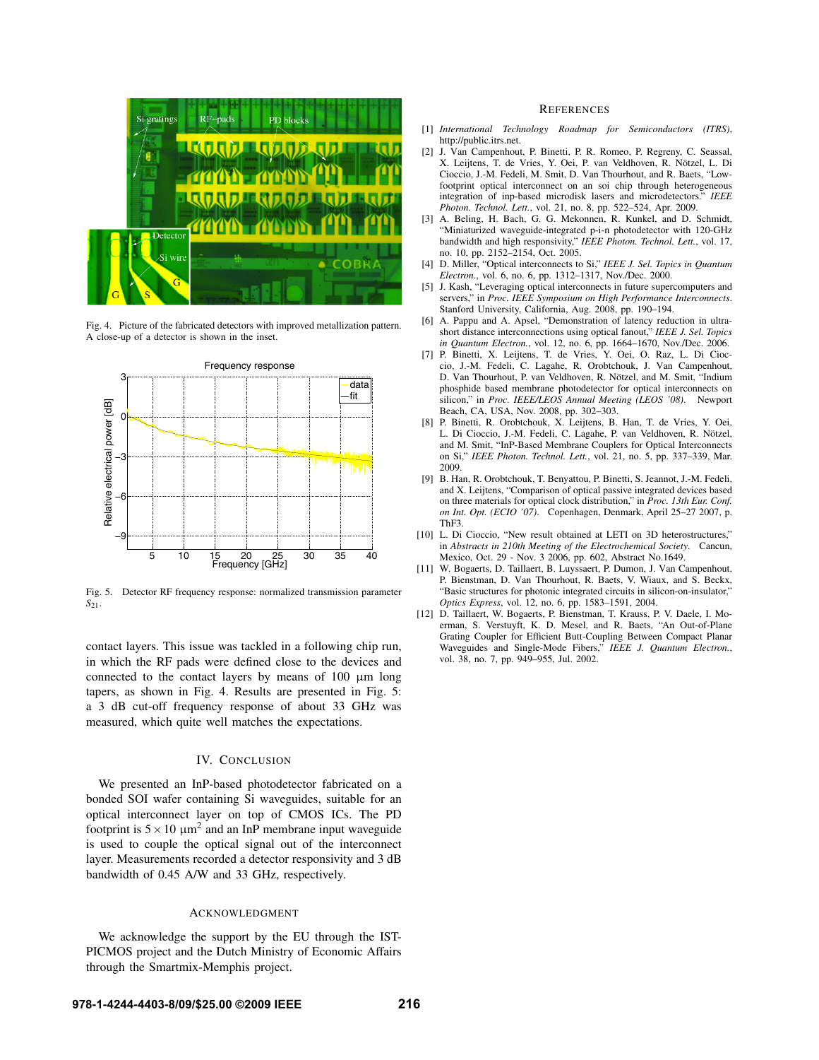Si gratings
RF-pads
PD blocks
Detector
Si wire
G
S
G
COBRA

Fig. 4. Picture of the fabricated detectors with improved metallization pattern. A close-up of a detector is shown in the inset.

Frequency response
Relative electrical power [dB]
3
0
−3
−6
−9
5 10 15 20 25 30 35 40
Frequency [GHz]
data
fit

Fig. 5. Detector RF frequency response: normalized transmission parameter $S_{21}$.

contact layers. This issue was tackled in a following chip run, in which the RF pads were defined close to the devices and connected to the contact layers by means of 100 μm long tapers, as shown in Fig. 4. Results are presented in Fig. 5: a 3 dB cut-off frequency response of about 33 GHz was measured, which quite well matches the expectations.

## IV. Conclusion

We presented an InP-based photodetector fabricated on a bonded SOI wafer containing Si waveguides, suitable for an optical interconnect layer on top of CMOS ICs. The PD footprint is $5 \times 10$ μm$^2$ and an InP membrane input waveguide is used to couple the optical signal out of the interconnect layer. Measurements recorded a detector responsivity and 3 dB bandwidth of 0.45 A/W and 33 GHz, respectively.

## Acknowledgment

We acknowledge the support by the EU through the IST-PICMOS project and the Dutch Ministry of Economic Affairs through the Smartmix-Memphis project.

## References

[1] *International Technology Roadmap for Semiconductors (ITRS)*, http://public.itrs.net.

[2] J. Van Campenhout, P. Binetti, P. R. Romeo, P. Regreny, C. Seassal, X. Leijtens, T. de Vries, Y. Oei, P. van Veldhoven, R. Nötzel, L. Di Cioccio, J.-M. Fedeli, M. Smit, D. Van Thourhout, and R. Baets, "Low-footprint optical interconnect on an soi chip through heterogeneous integration of inp-based microdisk lasers and microdetectors." *IEEE Photon. Technol. Lett.*, vol. 21, no. 8, pp. 522–524, Apr. 2009.

[3] A. Beling, H. Bach, G. G. Mekonnen, R. Kunkel, and D. Schmidt, "Miniaturized waveguide-integrated p-i-n photodetector with 120-GHz bandwidth and high responsivity," *IEEE Photon. Technol. Lett.*, vol. 17, no. 10, pp. 2152–2154, Oct. 2005.

[4] D. Miller, "Optical interconnects to Si," *IEEE J. Sel. Topics in Quantum Electron.*, vol. 6, no. 6, pp. 1312–1317, Nov./Dec. 2000.

[5] J. Kash, "Leveraging optical interconnects in future supercomputers and servers," in *Proc. IEEE Symposium on High Performance Interconnects*. Stanford University, California, Aug. 2008, pp. 190–194.

[6] A. Pappu and A. Apsel, "Demonstration of latency reduction in ultra-short distance interconnections using optical fanout," *IEEE J. Sel. Topics in Quantum Electron.*, vol. 12, no. 6, pp. 1664–1670, Nov./Dec. 2006.

[7] P. Binetti, X. Leijtens, T. de Vries, Y. Oei, O. Raz, L. Di Cioccio, J.-M. Fedeli, C. Lagahe, R. Orobtchouk, J. Van Campenhout, D. Van Thourhout, P. van Veldhoven, R. Nötzel, and M. Smit, "Indium phosphide based membrane photodetector for optical interconnects on silicon," in *Proc. IEEE/LEOS Annual Meeting (LEOS '08)*. Newport Beach, CA, USA, Nov. 2008, pp. 302–303.

[8] P. Binetti, R. Orobtchouk, X. Leijtens, B. Han, T. de Vries, Y. Oei, L. Di Cioccio, J.-M. Fedeli, C. Lagahe, P. van Veldhoven, R. Nötzel, and M. Smit, "InP-Based Membrane Couplers for Optical Interconnects on Si," *IEEE Photon. Technol. Lett.*, vol. 21, no. 5, pp. 337–339, Mar. 2009.

[9] B. Han, R. Orobtchouk, T. Benyattou, P. Binetti, S. Jeannot, J.-M. Fedeli, and X. Leijtens, "Comparison of optical passive integrated devices based on three materials for optical clock distribution," in *Proc. 13th Eur. Conf. on Int. Opt. (ECIO '07)*. Copenhagen, Denmark, April 25–27 2007, p. ThF3.

[10] L. Di Cioccio, "New result obtained at LETI on 3D heterostructures," in *Abstracts in 210th Meeting of the Electrochemical Society*. Cancun, Mexico, Oct. 29 - Nov. 3 2006, pp. 602, Abstract No.1649.

[11] W. Bogaerts, D. Taillaert, B. Luyssaert, P. Dumon, J. Van Campenhout, P. Bienstman, D. Van Thourhout, R. Baets, V. Wiaux, and S. Beckx, "Basic structures for photonic integrated circuits in silicon-on-insulator," *Optics Express*, vol. 12, no. 6, pp. 1583–1591, 2004.

[12] D. Taillaert, W. Bogaerts, P. Bienstman, T. Krauss, P. V. Daele, I. Moerman, S. Verstuyft, K. D. Mesel, and R. Baets, "An Out-of-Plane Grating Coupler for Efficient Butt-Coupling Between Compact Planar Waveguides and Single-Mode Fibers," *IEEE J. Quantum Electron.*, vol. 38, no. 7, pp. 949–955, Jul. 2002.